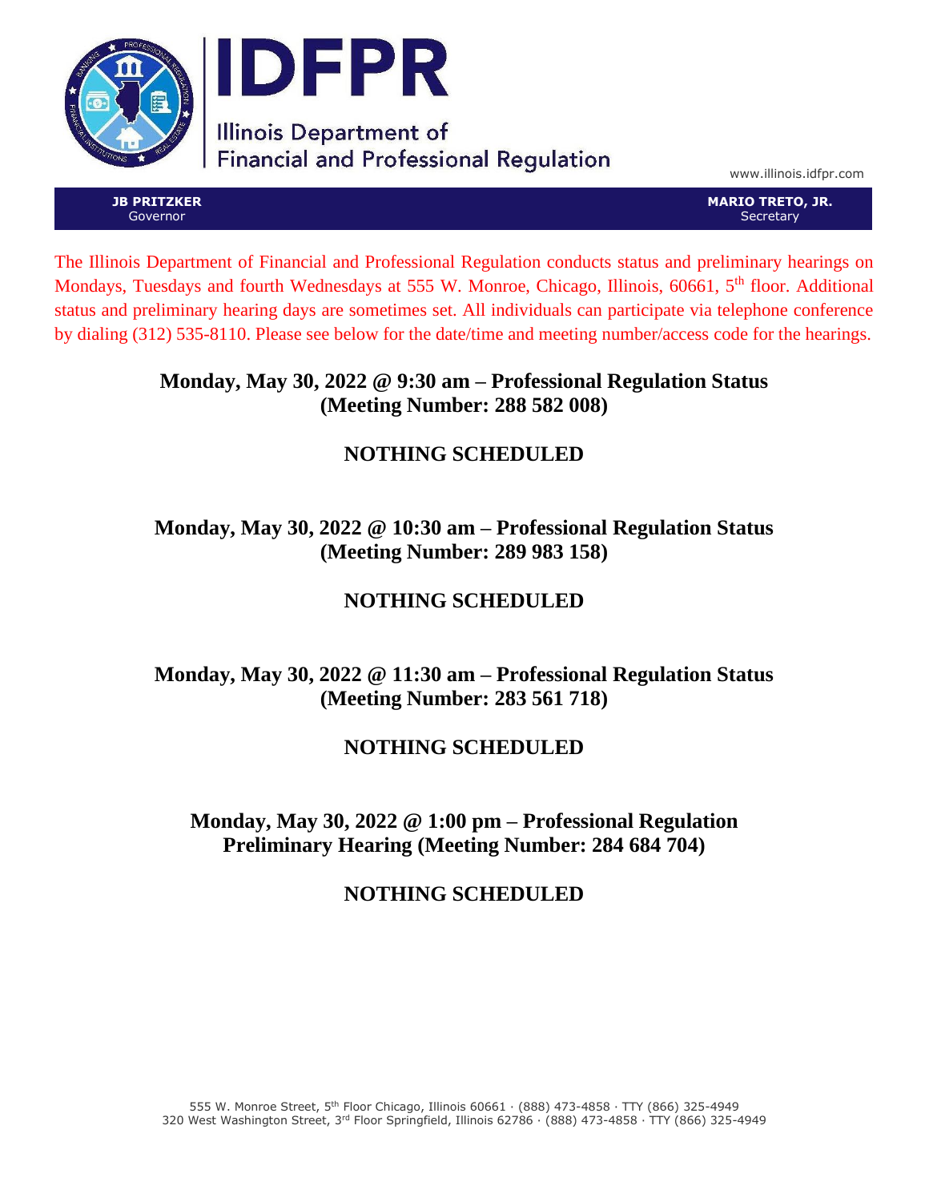# IDFPR

Illinois Department of Financial and Professional Regulation

www.illinois.idfpr.com

**JB PRITZKER**
Governor

**MARIO TRETO, JR.**
Secretary

The Illinois Department of Financial and Professional Regulation conducts status and preliminary hearings on Mondays, Tuesdays and fourth Wednesdays at 555 W. Monroe, Chicago, Illinois, 60661, 5th floor. Additional status and preliminary hearing days are sometimes set. All individuals can participate via telephone conference by dialing (312) 535-8110. Please see below for the date/time and meeting number/access code for the hearings.

**Monday, May 30, 2022 @ 9:30 am – Professional Regulation Status (Meeting Number: 288 582 008)**

**NOTHING SCHEDULED**

**Monday, May 30, 2022 @ 10:30 am – Professional Regulation Status (Meeting Number: 289 983 158)**

**NOTHING SCHEDULED**

**Monday, May 30, 2022 @ 11:30 am – Professional Regulation Status (Meeting Number: 283 561 718)**

**NOTHING SCHEDULED**

**Monday, May 30, 2022 @ 1:00 pm – Professional Regulation Preliminary Hearing (Meeting Number: 284 684 704)**

**NOTHING SCHEDULED**

555 W. Monroe Street, 5th Floor Chicago, Illinois 60661 · (888) 473-4858 · TTY (866) 325-4949
320 West Washington Street, 3rd Floor Springfield, Illinois 62786 · (888) 473-4858 · TTY (866) 325-4949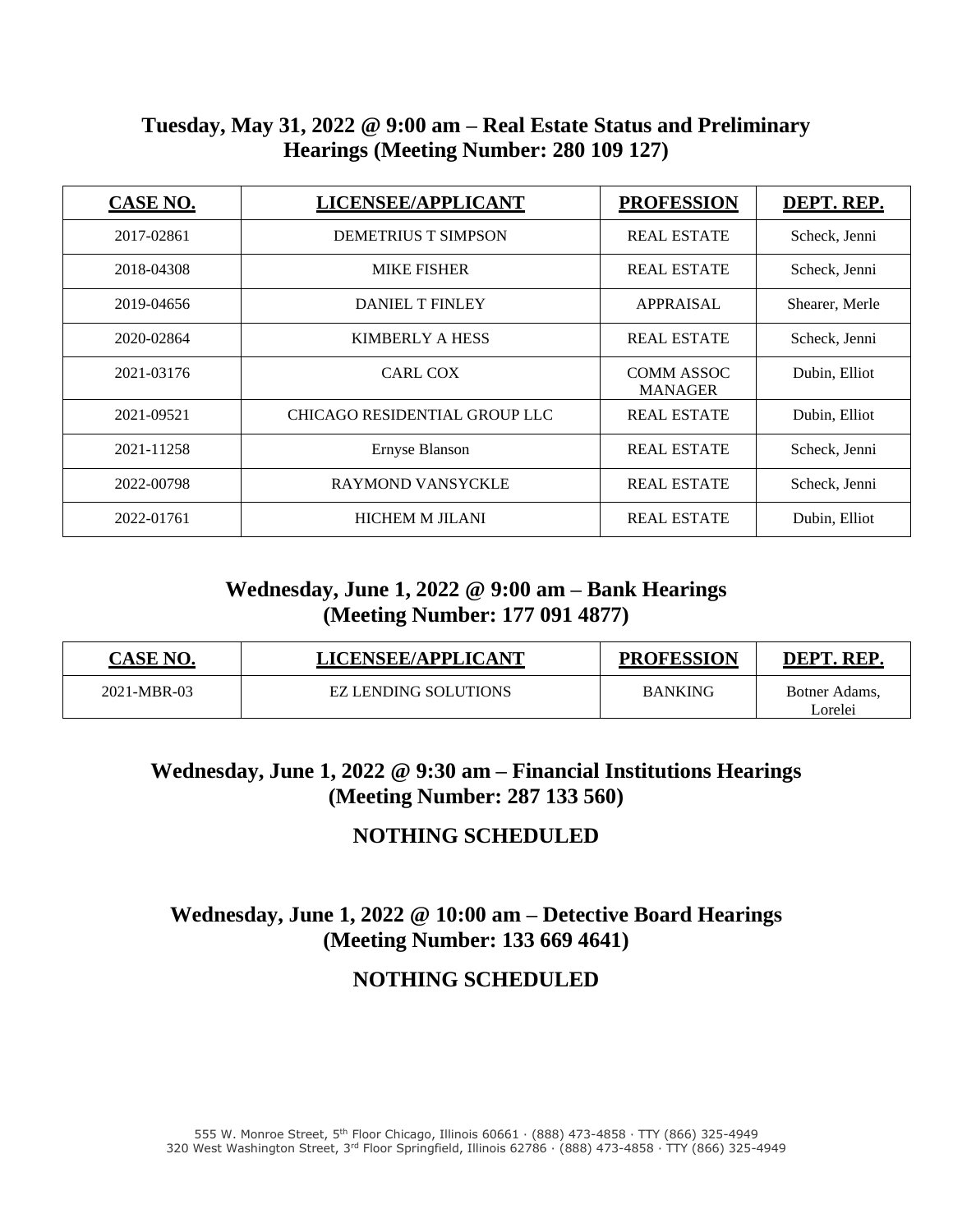## Tuesday, May 31, 2022 @ 9:00 am – Real Estate Status and Preliminary Hearings (Meeting Number: 280 109 127)

| CASE NO. | LICENSEE/APPLICANT | PROFESSION | DEPT. REP. |
|---|---|---|---|
| 2017-02861 | DEMETRIUS T SIMPSON | REAL ESTATE | Scheck, Jenni |
| 2018-04308 | MIKE FISHER | REAL ESTATE | Scheck, Jenni |
| 2019-04656 | DANIEL T FINLEY | APPRAISAL | Shearer, Merle |
| 2020-02864 | KIMBERLY A HESS | REAL ESTATE | Scheck, Jenni |
| 2021-03176 | CARL COX | COMM ASSOC MANAGER | Dubin, Elliot |
| 2021-09521 | CHICAGO RESIDENTIAL GROUP LLC | REAL ESTATE | Dubin, Elliot |
| 2021-11258 | Ernyse Blanson | REAL ESTATE | Scheck, Jenni |
| 2022-00798 | RAYMOND VANSYCKLE | REAL ESTATE | Scheck, Jenni |
| 2022-01761 | HICHEM M JILANI | REAL ESTATE | Dubin, Elliot |

## Wednesday, June 1, 2022 @ 9:00 am – Bank Hearings (Meeting Number: 177 091 4877)

| CASE NO. | LICENSEE/APPLICANT | PROFESSION | DEPT. REP. |
|---|---|---|---|
| 2021-MBR-03 | EZ LENDING SOLUTIONS | BANKING | Botner Adams, Lorelei |

## Wednesday, June 1, 2022 @ 9:30 am – Financial Institutions Hearings (Meeting Number: 287 133 560)

### NOTHING SCHEDULED

## Wednesday, June 1, 2022 @ 10:00 am – Detective Board Hearings (Meeting Number: 133 669 4641)

### NOTHING SCHEDULED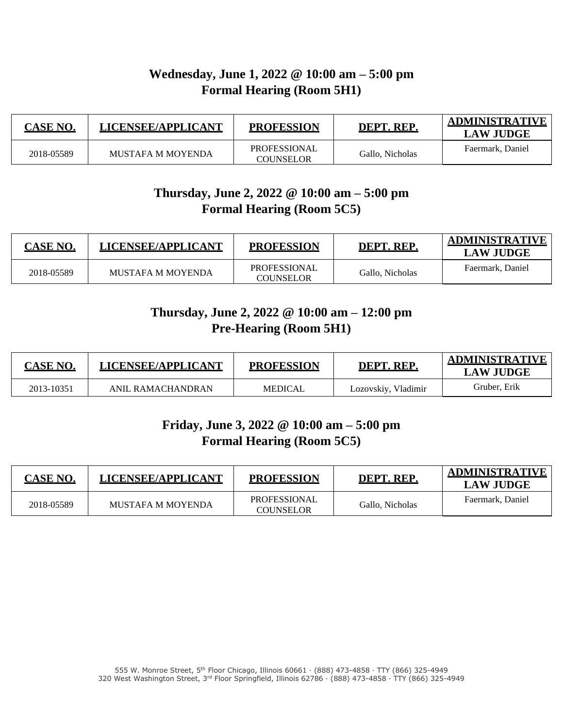**Wednesday, June 1, 2022 @ 10:00 am – 5:00 pm**
**Formal Hearing (Room 5H1)**

| CASE NO. | LICENSEE/APPLICANT | PROFESSION | DEPT. REP. | ADMINISTRATIVE LAW JUDGE |
|---|---|---|---|---|
| 2018-05589 | MUSTAFA M MOYENDA | PROFESSIONAL COUNSELOR | Gallo, Nicholas | Faermark, Daniel |

**Thursday, June 2, 2022 @ 10:00 am – 5:00 pm**
**Formal Hearing (Room 5C5)**

| CASE NO. | LICENSEE/APPLICANT | PROFESSION | DEPT. REP. | ADMINISTRATIVE LAW JUDGE |
|---|---|---|---|---|
| 2018-05589 | MUSTAFA M MOYENDA | PROFESSIONAL COUNSELOR | Gallo, Nicholas | Faermark, Daniel |

**Thursday, June 2, 2022 @ 10:00 am – 12:00 pm**
**Pre-Hearing (Room 5H1)**

| CASE NO. | LICENSEE/APPLICANT | PROFESSION | DEPT. REP. | ADMINISTRATIVE LAW JUDGE |
|---|---|---|---|---|
| 2013-10351 | ANIL RAMACHANDRAN | MEDICAL | Lozovskiy, Vladimir | Gruber, Erik |

**Friday, June 3, 2022 @ 10:00 am – 5:00 pm**
**Formal Hearing (Room 5C5)**

| CASE NO. | LICENSEE/APPLICANT | PROFESSION | DEPT. REP. | ADMINISTRATIVE LAW JUDGE |
|---|---|---|---|---|
| 2018-05589 | MUSTAFA M MOYENDA | PROFESSIONAL COUNSELOR | Gallo, Nicholas | Faermark, Daniel |